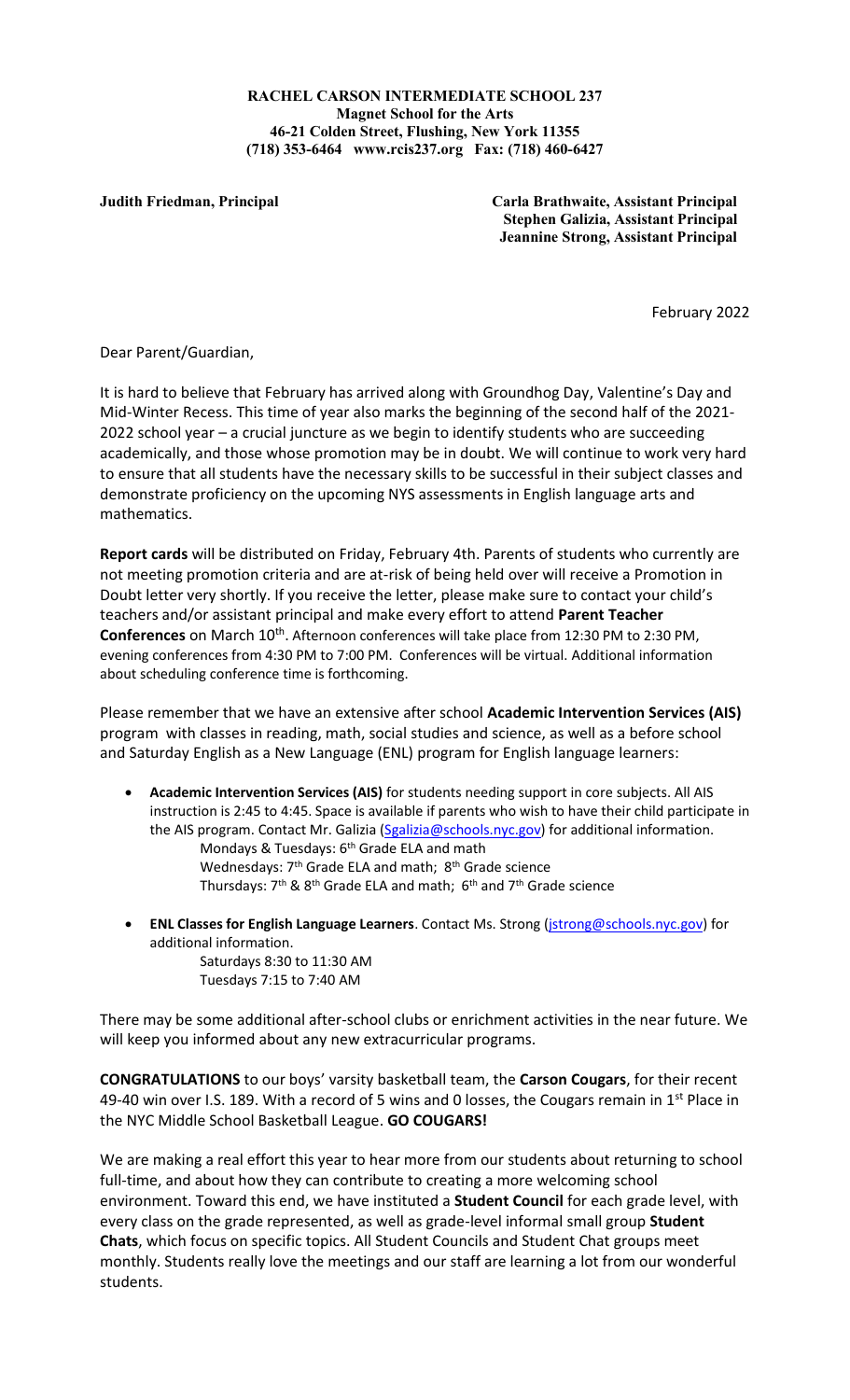**RACHEL CARSON INTERMEDIATE SCHOOL 237**
**Magnet School for the Arts**
**46-21 Colden Street, Flushing, New York 11355**
**(718) 353-6464 www.rcis237.org Fax: (718) 460-6427**

**Judith Friedman, Principal**

**Carla Brathwaite, Assistant Principal**
**Stephen Galizia, Assistant Principal**
**Jeannine Strong, Assistant Principal**

February 2022

Dear Parent/Guardian,

It is hard to believe that February has arrived along with Groundhog Day, Valentine's Day and Mid-Winter Recess. This time of year also marks the beginning of the second half of the 2021-2022 school year – a crucial juncture as we begin to identify students who are succeeding academically, and those whose promotion may be in doubt. We will continue to work very hard to ensure that all students have the necessary skills to be successful in their subject classes and demonstrate proficiency on the upcoming NYS assessments in English language arts and mathematics.

**Report cards** will be distributed on Friday, February 4th. Parents of students who currently are not meeting promotion criteria and are at-risk of being held over will receive a Promotion in Doubt letter very shortly. If you receive the letter, please make sure to contact your child's teachers and/or assistant principal and make every effort to attend **Parent Teacher Conferences** on March 10th. Afternoon conferences will take place from 12:30 PM to 2:30 PM, evening conferences from 4:30 PM to 7:00 PM. Conferences will be virtual. Additional information about scheduling conference time is forthcoming.

Please remember that we have an extensive after school **Academic Intervention Services (AIS)** program with classes in reading, math, social studies and science, as well as a before school and Saturday English as a New Language (ENL) program for English language learners:

- **Academic Intervention Services (AIS)** for students needing support in core subjects. All AIS instruction is 2:45 to 4:45. Space is available if parents who wish to have their child participate in the AIS program. Contact Mr. Galizia (Sgalizia@schools.nyc.gov) for additional information.
  - Mondays & Tuesdays: 6th Grade ELA and math
  - Wednesdays: 7th Grade ELA and math; 8th Grade science
  - Thursdays: 7th & 8th Grade ELA and math; 6th and 7th Grade science
- **ENL Classes for English Language Learners**. Contact Ms. Strong (jstrong@schools.nyc.gov) for additional information.
  - Saturdays 8:30 to 11:30 AM
  - Tuesdays 7:15 to 7:40 AM

There may be some additional after-school clubs or enrichment activities in the near future. We will keep you informed about any new extracurricular programs.

**CONGRATULATIONS** to our boys' varsity basketball team, the **Carson Cougars**, for their recent 49-40 win over I.S. 189. With a record of 5 wins and 0 losses, the Cougars remain in 1st Place in the NYC Middle School Basketball League. **GO COUGARS!**

We are making a real effort this year to hear more from our students about returning to school full-time, and about how they can contribute to creating a more welcoming school environment. Toward this end, we have instituted a **Student Council** for each grade level, with every class on the grade represented, as well as grade-level informal small group **Student Chats**, which focus on specific topics. All Student Councils and Student Chat groups meet monthly. Students really love the meetings and our staff are learning a lot from our wonderful students.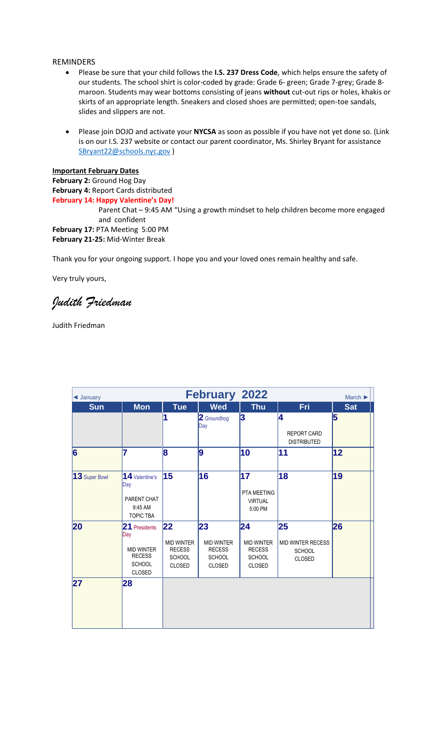REMINDERS

- Please be sure that your child follows the **I.S. 237 Dress Code**, which helps ensure the safety of our students. The school shirt is color-coded by grade: Grade 6- green; Grade 7-grey; Grade 8- maroon. Students may wear bottoms consisting of jeans **without** cut-out rips or holes, khakis or skirts of an appropriate length. Sneakers and closed shoes are permitted; open-toe sandals, slides and slippers are not.
- Please join DOJO and activate your **NYCSA** as soon as possible if you have not yet done so. (Link is on our I.S. 237 website or contact our parent coordinator, Ms. Shirley Bryant for assistance SBryant22@schools.nyc.gov )

**Important February Dates**

**February 2:** Ground Hog Day
**February 4:** Report Cards distributed
**February 14: Happy Valentine's Day!**
Parent Chat – 9:45 AM "Using a growth mindset to help children become more engaged and confident
**February 17:** PTA Meeting 5:00 PM
**February 21-25:** Mid-Winter Break

Thank you for your ongoing support. I hope you and your loved ones remain healthy and safe.

Very truly yours,

*Judith Friedman*

Judith Friedman

◄ January **February 2022** March ►

| Sun | Mon | Tue | Wed | Thu | Fri | Sat |
|---|---|---|---|---|---|---|
| | | 1 | 2 Groundhog Day | 3 | 4 REPORT CARD DISTRIBUTED | 5 |
| 6 | 7 | 8 | 9 | 10 | 11 | 12 |
| 13 Super Bowl | 14 Valentine's Day PARENT CHAT 9:45 AM TOPIC TBA | 15 | 16 | 17 PTA MEETING VIRTUAL 5:00 PM | 18 | 19 |
| 20 | 21 Presidents Day MID WINTER RECESS SCHOOL CLOSED | 22 MID WINTER RECESS SCHOOL CLOSED | 23 MID WINTER RECESS SCHOOL CLOSED | 24 MID WINTER RECESS SCHOOL CLOSED | 25 MID WINTER RECESS SCHOOL CLOSED | 26 |
| 27 | 28 | | | | | |